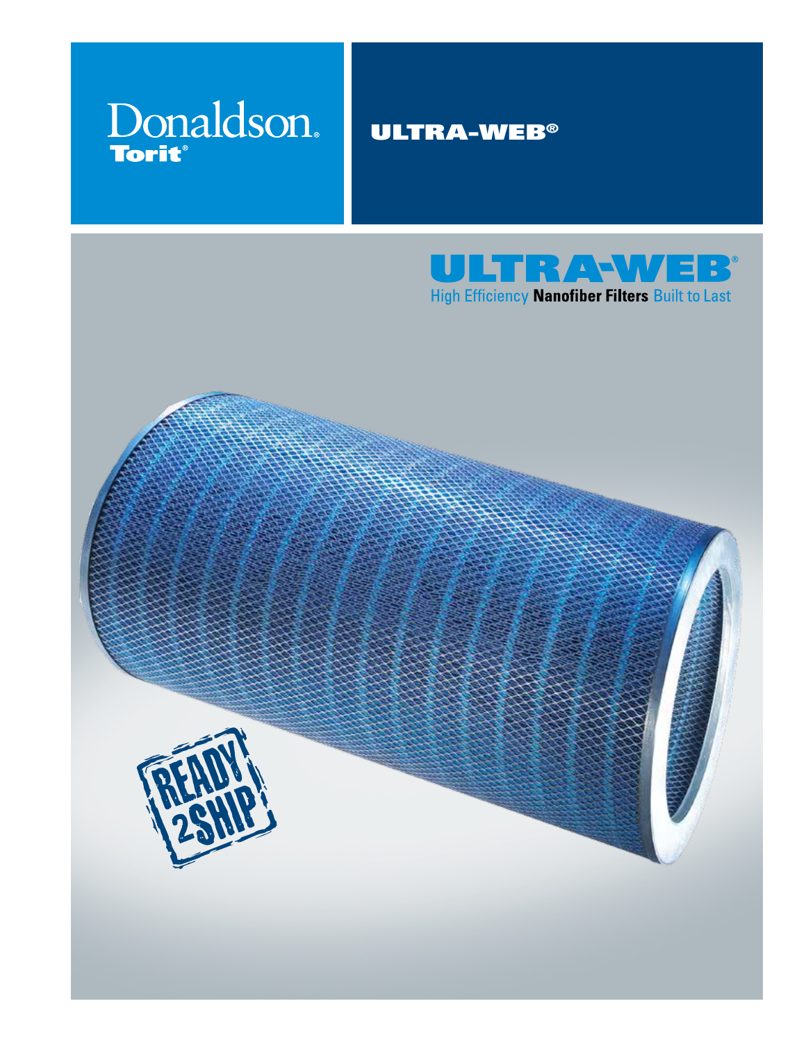Donaldson.
Torit®

# ULTRA-WEB®

## ULTRA-WEB®

High Efficiency **Nanofiber Filters** Built to Last

READY 2SHIP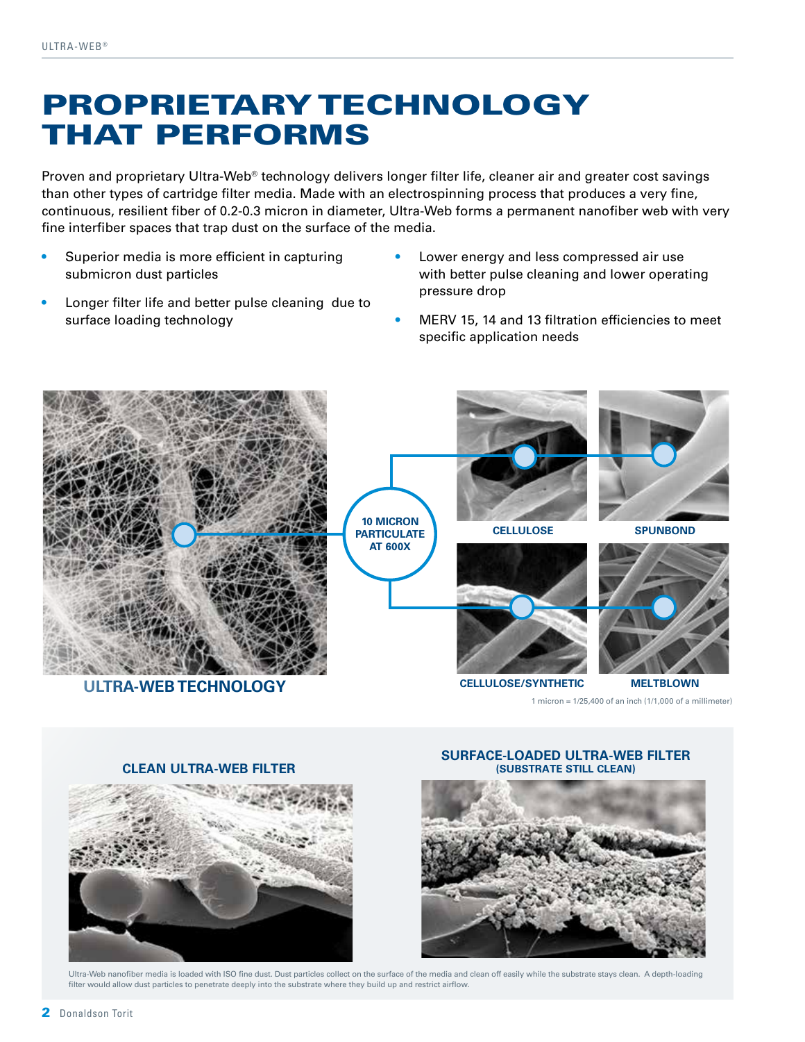# PROPRIETARY TECHNOLOGY THAT PERFORMS

Proven and proprietary Ultra-Web® technology delivers longer filter life, cleaner air and greater cost savings than other types of cartridge filter media. Made with an electrospinning process that produces a very fine, continuous, resilient fiber of 0.2-0.3 micron in diameter, Ultra-Web forms a permanent nanofiber web with very fine interfiber spaces that trap dust on the surface of the media.

- Superior media is more efficient in capturing submicron dust particles
- Longer filter life and better pulse cleaning due to surface loading technology
- Lower energy and less compressed air use with better pulse cleaning and lower operating pressure drop
- MERV 15, 14 and 13 filtration efficiencies to meet specific application needs

10 MICRON PARTICULATE AT 600X

ULTRA-WEB TECHNOLOGY

CELLULOSE

SPUNBOND

CELLULOSE/SYNTHETIC

MELTBLOWN

1 micron = 1/25,400 of an inch (1/1,000 of a millimeter)

**CLEAN ULTRA-WEB FILTER**

**SURFACE-LOADED ULTRA-WEB FILTER (SUBSTRATE STILL CLEAN)**

Ultra-Web nanofiber media is loaded with ISO fine dust. Dust particles collect on the surface of the media and clean off easily while the substrate stays clean. A depth-loading filter would allow dust particles to penetrate deeply into the substrate where they build up and restrict airflow.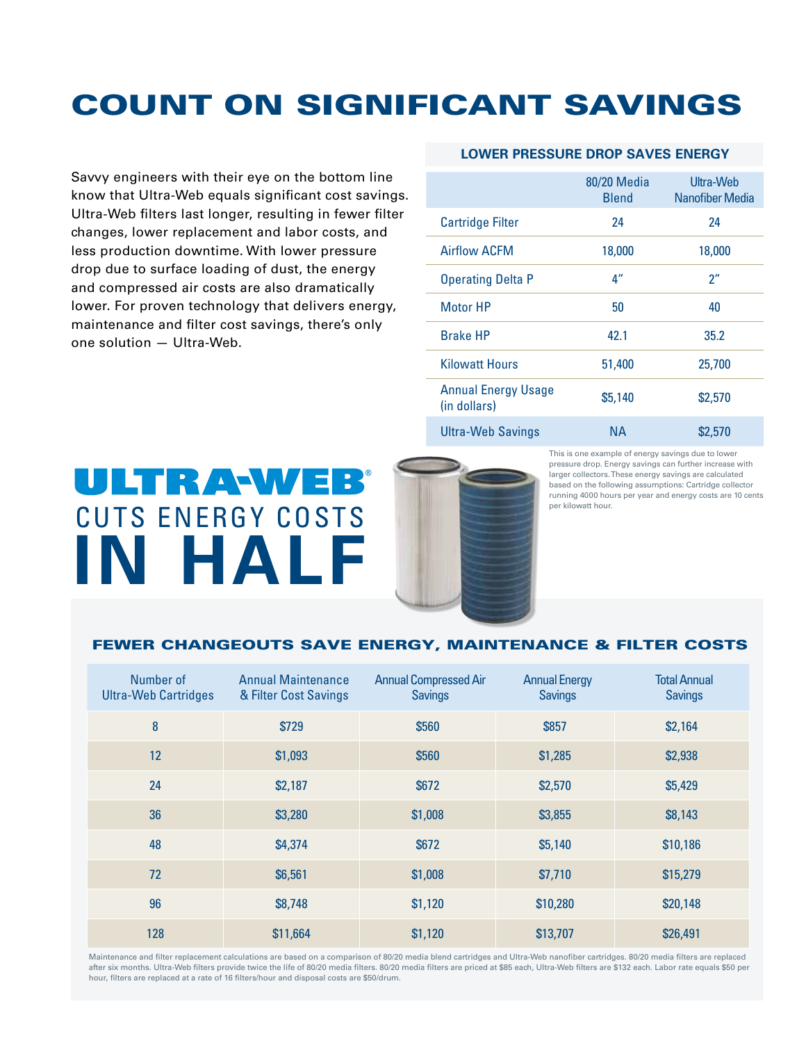# COUNT ON SIGNIFICANT SAVINGS

Savvy engineers with their eye on the bottom line know that Ultra-Web equals significant cost savings. Ultra-Web filters last longer, resulting in fewer filter changes, lower replacement and labor costs, and less production downtime. With lower pressure drop due to surface loading of dust, the energy and compressed air costs are also dramatically lower. For proven technology that delivers energy, maintenance and filter cost savings, there's only one solution — Ultra-Web.

### LOWER PRESSURE DROP SAVES ENERGY

| | 80/20 Media Blend | Ultra-Web Nanofiber Media |
|---|---|---|
| Cartridge Filter | 24 | 24 |
| Airflow ACFM | 18,000 | 18,000 |
| Operating Delta P | 4″ | 2″ |
| Motor HP | 50 | 40 |
| Brake HP | 42.1 | 35.2 |
| Kilowatt Hours | 51,400 | 25,700 |
| Annual Energy Usage (in dollars) | $5,140 | $2,570 |
| Ultra-Web Savings | NA | $2,570 |

This is one example of energy savings due to lower pressure drop. Energy savings can further increase with larger collectors. These energy savings are calculated based on the following assumptions: Cartridge collector running 4000 hours per year and energy costs are 10 cents per kilowatt hour.

## ULTRA-WEB® CUTS ENERGY COSTS IN HALF

### FEWER CHANGEOUTS SAVE ENERGY, MAINTENANCE & FILTER COSTS

| Number of Ultra-Web Cartridges | Annual Maintenance & Filter Cost Savings | Annual Compressed Air Savings | Annual Energy Savings | Total Annual Savings |
|---|---|---|---|---|
| 8 | $729 | $560 | $857 | $2,164 |
| 12 | $1,093 | $560 | $1,285 | $2,938 |
| 24 | $2,187 | $672 | $2,570 | $5,429 |
| 36 | $3,280 | $1,008 | $3,855 | $8,143 |
| 48 | $4,374 | $672 | $5,140 | $10,186 |
| 72 | $6,561 | $1,008 | $7,710 | $15,279 |
| 96 | $8,748 | $1,120 | $10,280 | $20,148 |
| 128 | $11,664 | $1,120 | $13,707 | $26,491 |

Maintenance and filter replacement calculations are based on a comparison of 80/20 media blend cartridges and Ultra-Web nanofiber cartridges. 80/20 media filters are replaced after six months. Ultra-Web filters provide twice the life of 80/20 media filters. 80/20 media filters are priced at $85 each, Ultra-Web filters are $132 each. Labor rate equals $50 per hour, filters are replaced at a rate of 16 filters/hour and disposal costs are $50/drum.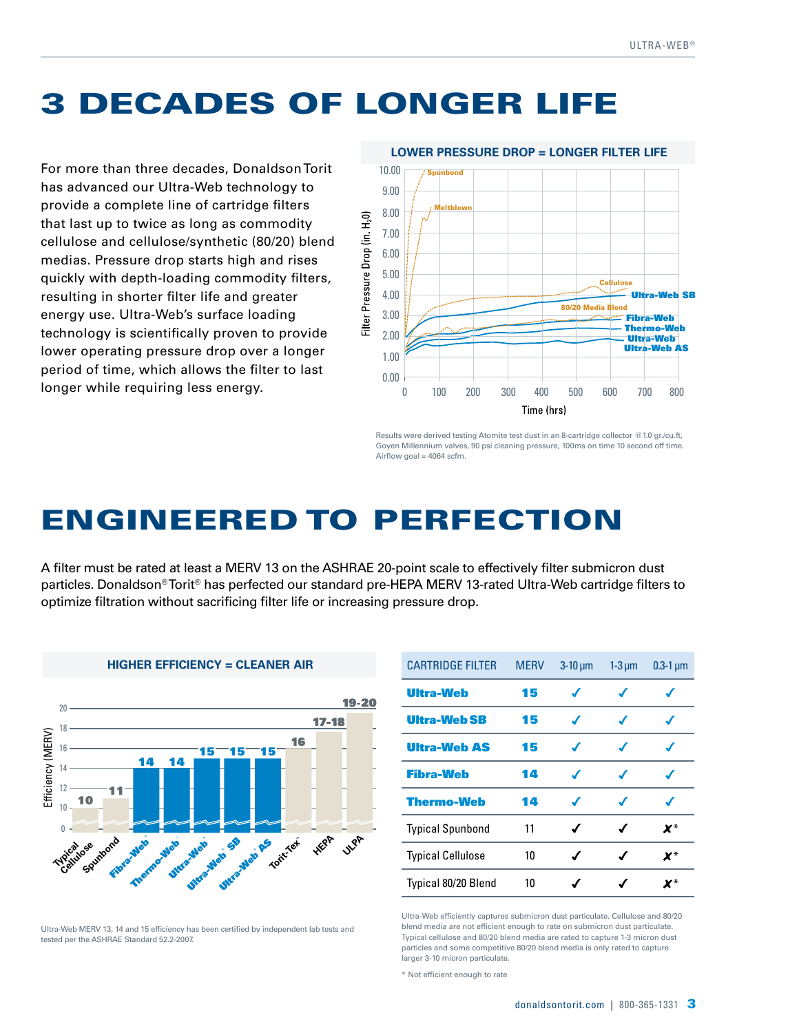# 3 DECADES OF LONGER LIFE

For more than three decades, Donaldson Torit has advanced our Ultra-Web technology to provide a complete line of cartridge filters that last up to twice as long as commodity cellulose and cellulose/synthetic (80/20) blend medias. Pressure drop starts high and rises quickly with depth-loading commodity filters, resulting in shorter filter life and greater energy use. Ultra-Web's surface loading technology is scientifically proven to provide lower operating pressure drop over a longer period of time, which allows the filter to last longer while requiring less energy.

**LOWER PRESSURE DROP = LONGER FILTER LIFE**

Results were derived testing Atomite test dust in an 8-cartridge collector @ 1.0 gr./cu.ft, Goyen Millennium valves, 90 psi cleaning pressure, 100ms on time 10 second off time. Airflow goal = 4064 scfm.

# ENGINEERED TO PERFECTION

A filter must be rated at least a MERV 13 on the ASHRAE 20-point scale to effectively filter submicron dust particles. Donaldson® Torit® has perfected our standard pre-HEPA MERV 13-rated Ultra-Web cartridge filters to optimize filtration without sacrificing filter life or increasing pressure drop.

**HIGHER EFFICIENCY = CLEANER AIR**

Ultra-Web MERV 13, 14 and 15 efficiency has been certified by independent lab tests and tested per the ASHRAE Standard 52.2-2007.

| CARTRIDGE FILTER | MERV | 3-10 µm | 1-3 µm | 0.3-1 µm |
|---|---|---|---|---|
| **Ultra-Web** | **15** | ✓ | ✓ | ✓ |
| **Ultra-Web SB** | **15** | ✓ | ✓ | ✓ |
| **Ultra-Web AS** | **15** | ✓ | ✓ | ✓ |
| **Fibra-Web** | **14** | ✓ | ✓ | ✓ |
| **Thermo-Web** | **14** | ✓ | ✓ | ✓ |
| Typical Spunbond | 11 | ✓ | ✓ | ✗* |
| Typical Cellulose | 10 | ✓ | ✓ | ✗* |
| Typical 80/20 Blend | 10 | ✓ | ✓ | ✗* |

Ultra-Web efficiently captures submicron dust particulate. Cellulose and 80/20 blend media are not efficient enough to rate on submicron dust particulate. Typical cellulose and 80/20 blend media are rated to capture 1-3 micron dust particles and some competitive 80/20 blend media is only rated to capture larger 3-10 micron particulate.

\* Not efficient enough to rate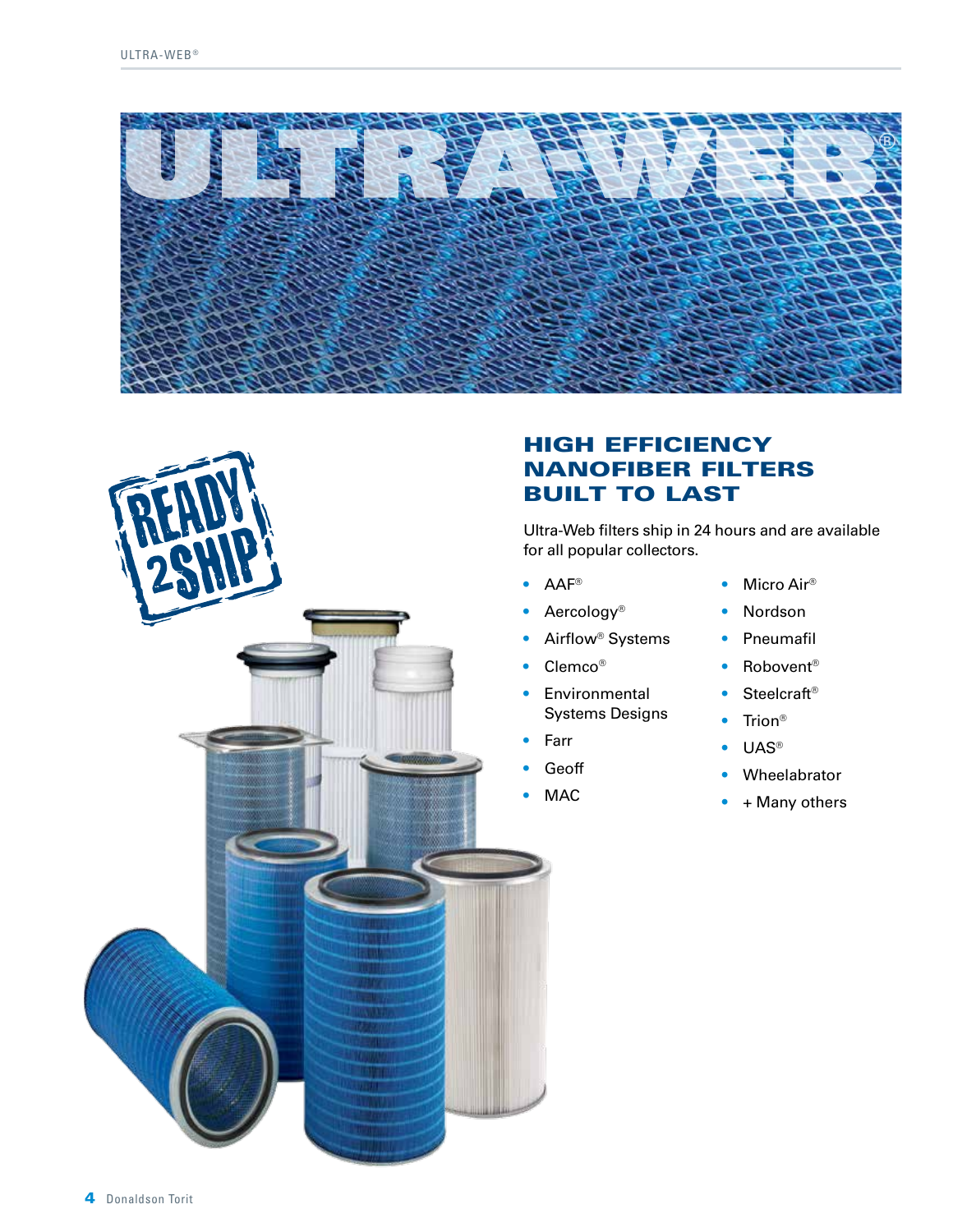# ULTRA-WEB®

READY 2SHIP

## HIGH EFFICIENCY NANOFIBER FILTERS BUILT TO LAST

Ultra-Web filters ship in 24 hours and are available for all popular collectors.

- AAF®
- Aercology®
- Airflow® Systems
- Clemco®
- Environmental Systems Designs
- Farr
- Geoff
- MAC
- Micro Air®
- Nordson
- Pneumafil
- Robovent®
- Steelcraft®
- Trion®
- UAS®
- Wheelabrator
- + Many others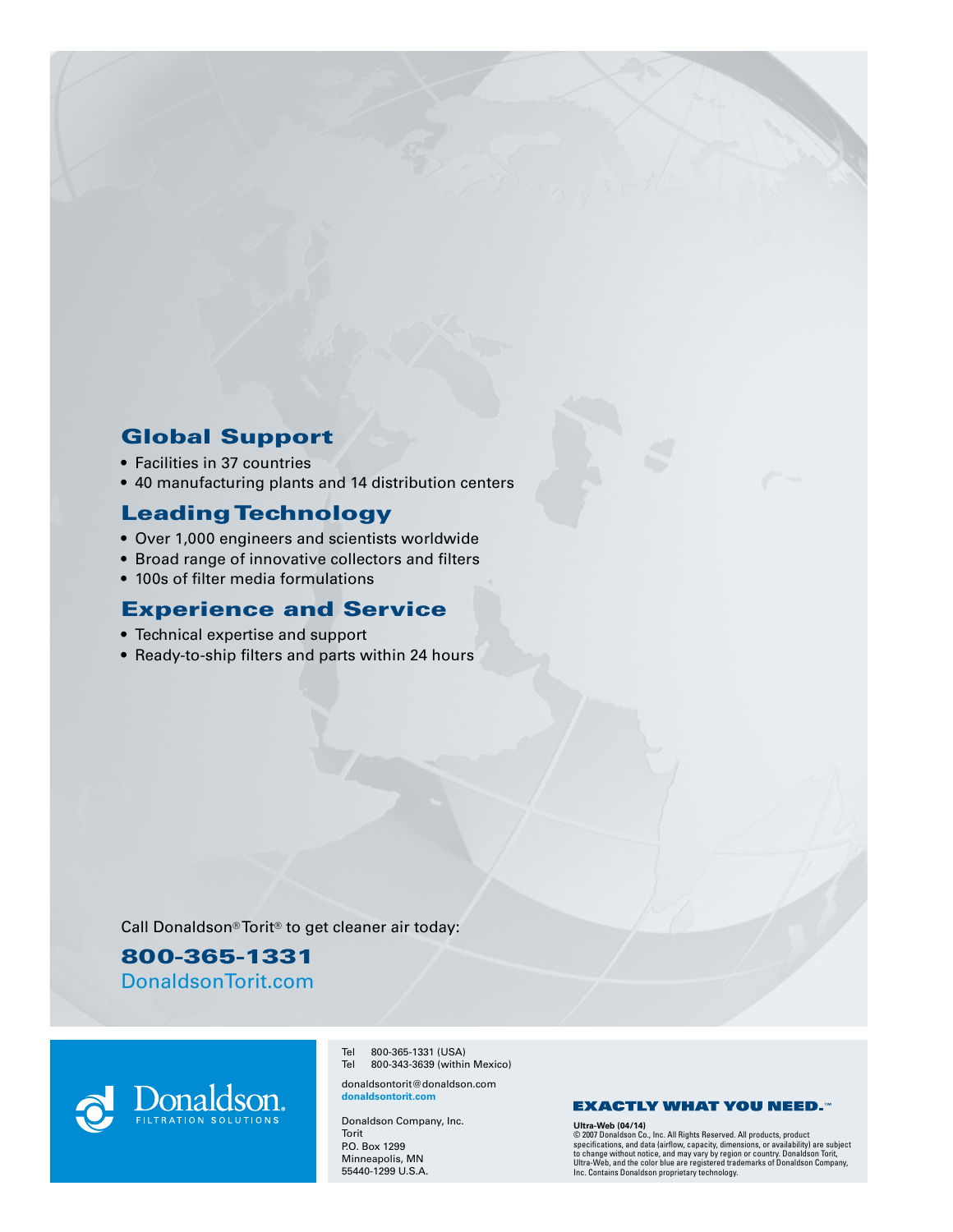## Global Support

- Facilities in 37 countries
- 40 manufacturing plants and 14 distribution centers

## Leading Technology

- Over 1,000 engineers and scientists worldwide
- Broad range of innovative collectors and filters
- 100s of filter media formulations

## Experience and Service

- Technical expertise and support
- Ready-to-ship filters and parts within 24 hours

Call Donaldson® Torit® to get cleaner air today:

**800-365-1331**

DonaldsonTorit.com

Donaldson. FILTRATION SOLUTIONS

Tel 800-365-1331 (USA)
Tel 800-343-3639 (within Mexico)

donaldsontorit@donaldson.com
**donaldsontorit.com**

Donaldson Company, Inc.
Torit
P.O. Box 1299
Minneapolis, MN
55440-1299 U.S.A.

**EXACTLY WHAT YOU NEED.™**

**Ultra-Web (04/14)**
© 2007 Donaldson Co., Inc. All Rights Reserved. All products, product specifications, and data (airflow, capacity, dimensions, or availability) are subject to change without notice, and may vary by region or country. Donaldson Torit, Ultra-Web, and the color blue are registered trademarks of Donaldson Company, Inc. Contains Donaldson proprietary technology.